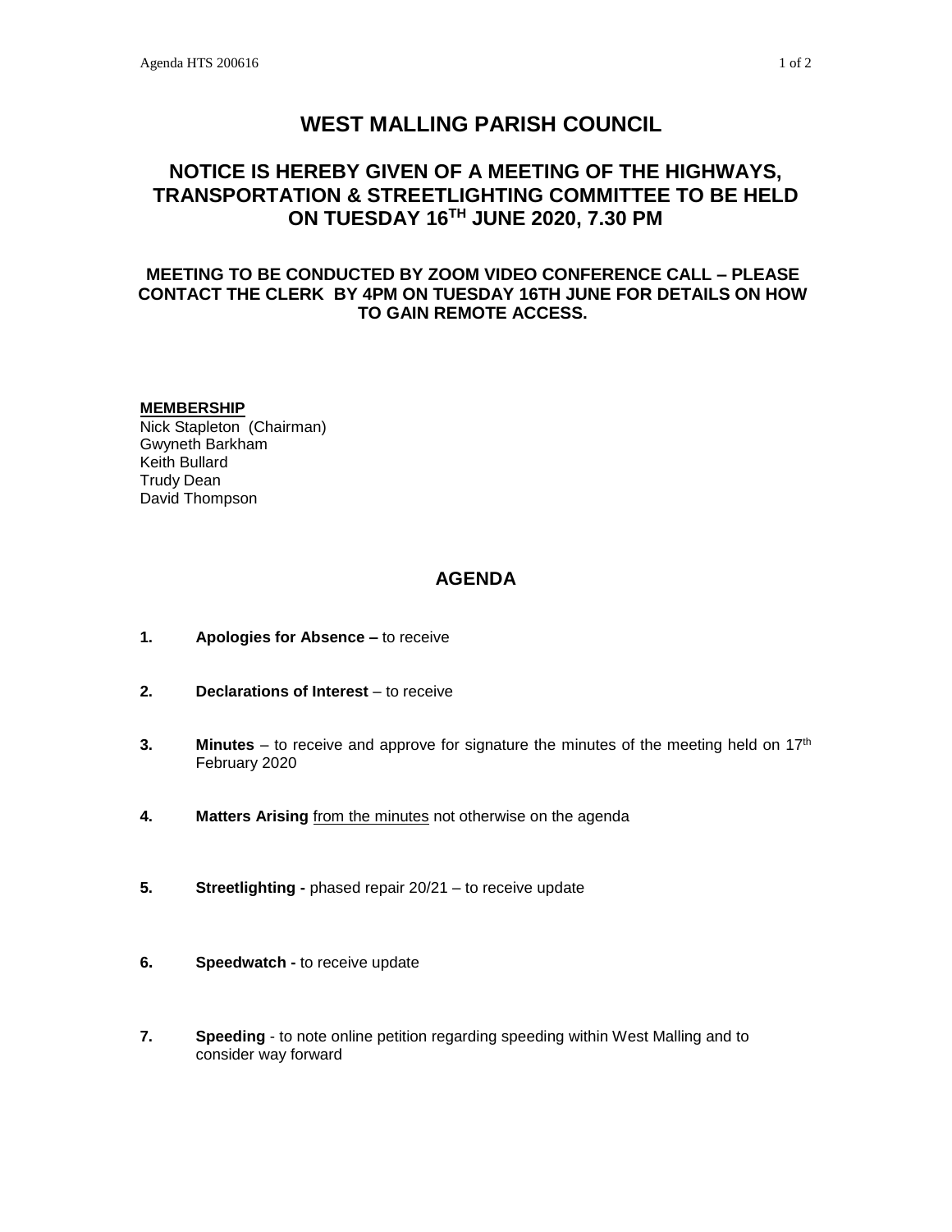# WEST MALLING PARISH COUNCIL

## NOTICE IS HEREBY GIVEN OF A MEETING OF THE HIGHWAYS, TRANSPORTATION & STREETLIGHTING COMMITTEE TO BE HELD ON TUESDAY 16TH JUNE 2020, 7.30 PM

**MEETING TO BE CONDUCTED BY ZOOM VIDEO CONFERENCE CALL – PLEASE CONTACT THE CLERK BY 4PM ON TUESDAY 16TH JUNE FOR DETAILS ON HOW TO GAIN REMOTE ACCESS.**

**MEMBERSHIP**

Nick Stapleton (Chairman)
Gwyneth Barkham
Keith Bullard
Trudy Dean
David Thompson

## AGENDA

1. **Apologies for Absence –** to receive

2. **Declarations of Interest** – to receive

3. **Minutes** – to receive and approve for signature the minutes of the meeting held on 17th February 2020

4. **Matters Arising** from the minutes not otherwise on the agenda

5. **Streetlighting -** phased repair 20/21 – to receive update

6. **Speedwatch -** to receive update

7. **Speeding** - to note online petition regarding speeding within West Malling and to consider way forward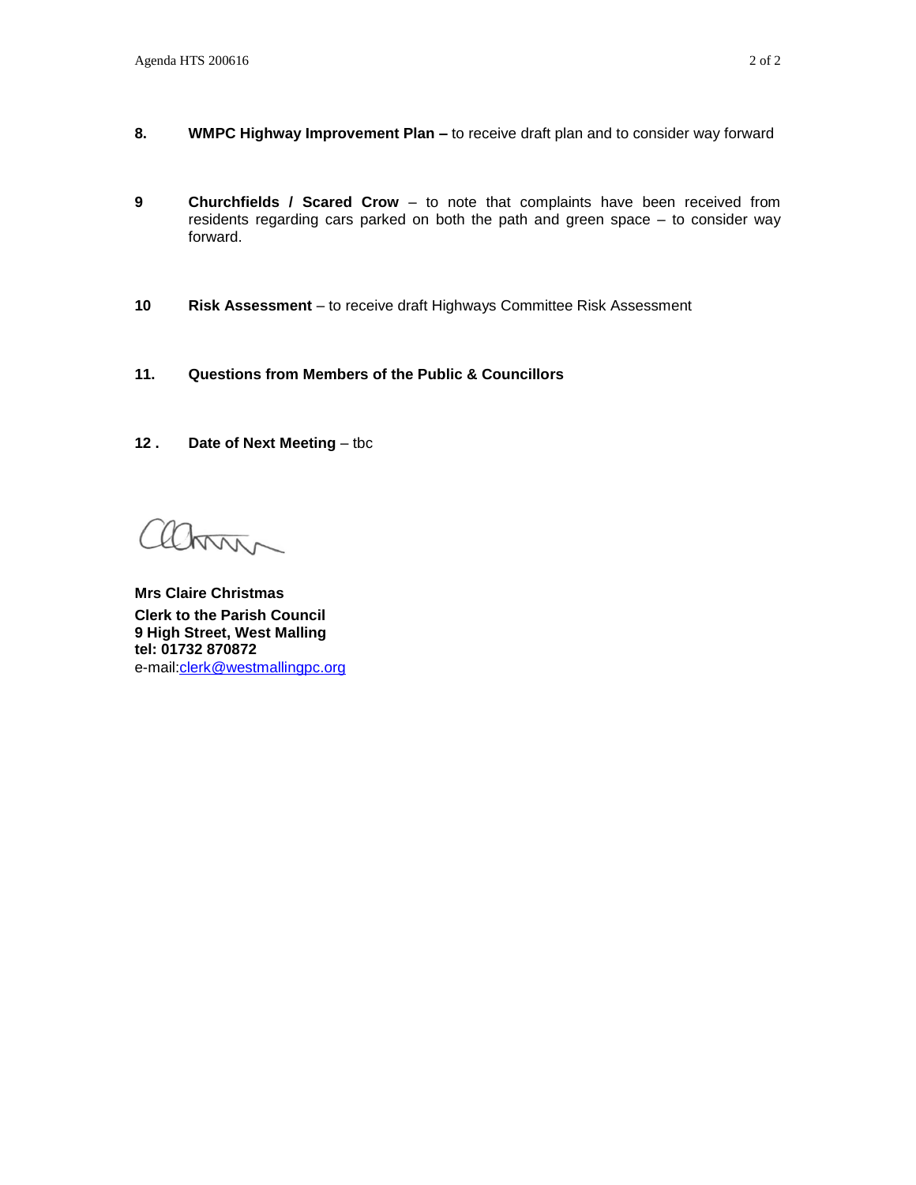8. **WMPC Highway Improvement Plan –** to receive draft plan and to consider way forward

9 **Churchfields / Scared Crow** – to note that complaints have been received from residents regarding cars parked on both the path and green space – to consider way forward.

10 **Risk Assessment** – to receive draft Highways Committee Risk Assessment

11. **Questions from Members of the Public & Councillors**

12 . **Date of Next Meeting** – tbc

**Mrs Claire Christmas**
**Clerk to the Parish Council**
**9 High Street, West Malling**
**tel: 01732 870872**
e-mail:clerk@westmallingpc.org